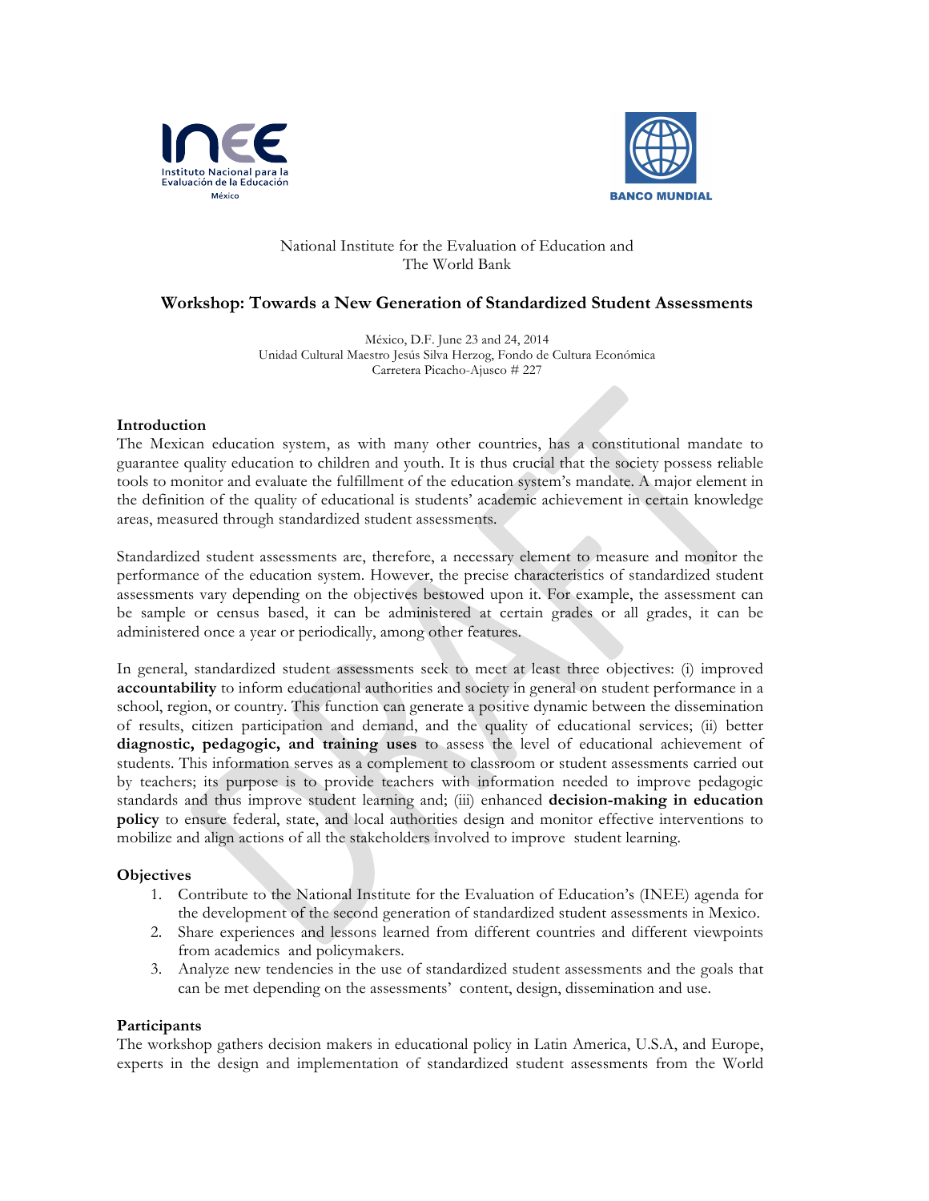National Institute for the Evaluation of Education and
The World Bank

## Workshop: Towards a New Generation of Standardized Student Assessments

México, D.F. June 23 and 24, 2014
Unidad Cultural Maestro Jesús Silva Herzog, Fondo de Cultura Económica
Carretera Picacho-Ajusco # 227

### Introduction

The Mexican education system, as with many other countries, has a constitutional mandate to guarantee quality education to children and youth. It is thus crucial that the society possess reliable tools to monitor and evaluate the fulfillment of the education system's mandate. A major element in the definition of the quality of educational is students' academic achievement in certain knowledge areas, measured through standardized student assessments.

Standardized student assessments are, therefore, a necessary element to measure and monitor the performance of the education system. However, the precise characteristics of standardized student assessments vary depending on the objectives bestowed upon it. For example, the assessment can be sample or census based, it can be administered at certain grades or all grades, it can be administered once a year or periodically, among other features.

In general, standardized student assessments seek to meet at least three objectives: (i) improved **accountability** to inform educational authorities and society in general on student performance in a school, region, or country. This function can generate a positive dynamic between the dissemination of results, citizen participation and demand, and the quality of educational services; (ii) better **diagnostic, pedagogic, and training uses** to assess the level of educational achievement of students. This information serves as a complement to classroom or student assessments carried out by teachers; its purpose is to provide teachers with information needed to improve pedagogic standards and thus improve student learning and; (iii) enhanced **decision-making in education policy** to ensure federal, state, and local authorities design and monitor effective interventions to mobilize and align actions of all the stakeholders involved to improve student learning.

### Objectives

1. Contribute to the National Institute for the Evaluation of Education's (INEE) agenda for the development of the second generation of standardized student assessments in Mexico.
2. Share experiences and lessons learned from different countries and different viewpoints from academics and policymakers.
3. Analyze new tendencies in the use of standardized student assessments and the goals that can be met depending on the assessments' content, design, dissemination and use.

### Participants

The workshop gathers decision makers in educational policy in Latin America, U.S.A, and Europe, experts in the design and implementation of standardized student assessments from the World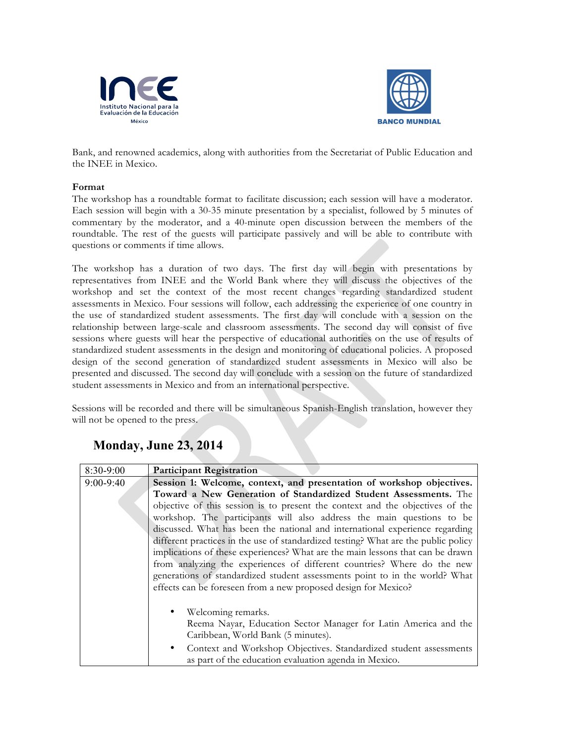Bank, and renowned academics, along with authorities from the Secretariat of Public Education and the INEE in Mexico.

**Format**

The workshop has a roundtable format to facilitate discussion; each session will have a moderator. Each session will begin with a 30-35 minute presentation by a specialist, followed by 5 minutes of commentary by the moderator, and a 40-minute open discussion between the members of the roundtable. The rest of the guests will participate passively and will be able to contribute with questions or comments if time allows.

The workshop has a duration of two days. The first day will begin with presentations by representatives from INEE and the World Bank where they will discuss the objectives of the workshop and set the context of the most recent changes regarding standardized student assessments in Mexico. Four sessions will follow, each addressing the experience of one country in the use of standardized student assessments. The first day will conclude with a session on the relationship between large-scale and classroom assessments. The second day will consist of five sessions where guests will hear the perspective of educational authorities on the use of results of standardized student assessments in the design and monitoring of educational policies. A proposed design of the second generation of standardized student assessments in Mexico will also be presented and discussed. The second day will conclude with a session on the future of standardized student assessments in Mexico and from an international perspective.

Sessions will be recorded and there will be simultaneous Spanish-English translation, however they will not be opened to the press.

## Monday, June 23, 2014

| 8:30-9:00 | **Participant Registration** |
|---|---|
| 9:00-9:40 | **Session 1: Welcome, context, and presentation of workshop objectives. Toward a New Generation of Standardized Student Assessments.** The objective of this session is to present the context and the objectives of the workshop. The participants will also address the main questions to be discussed. What has been the national and international experience regarding different practices in the use of standardized testing? What are the public policy implications of these experiences? What are the main lessons that can be drawn from analyzing the experiences of different countries? Where do the new generations of standardized student assessments point to in the world? What effects can be foreseen from a new proposed design for Mexico? <br><br> • Welcoming remarks. Reema Nayar, Education Sector Manager for Latin America and the Caribbean, World Bank (5 minutes). <br> • Context and Workshop Objectives. Standardized student assessments as part of the education evaluation agenda in Mexico. |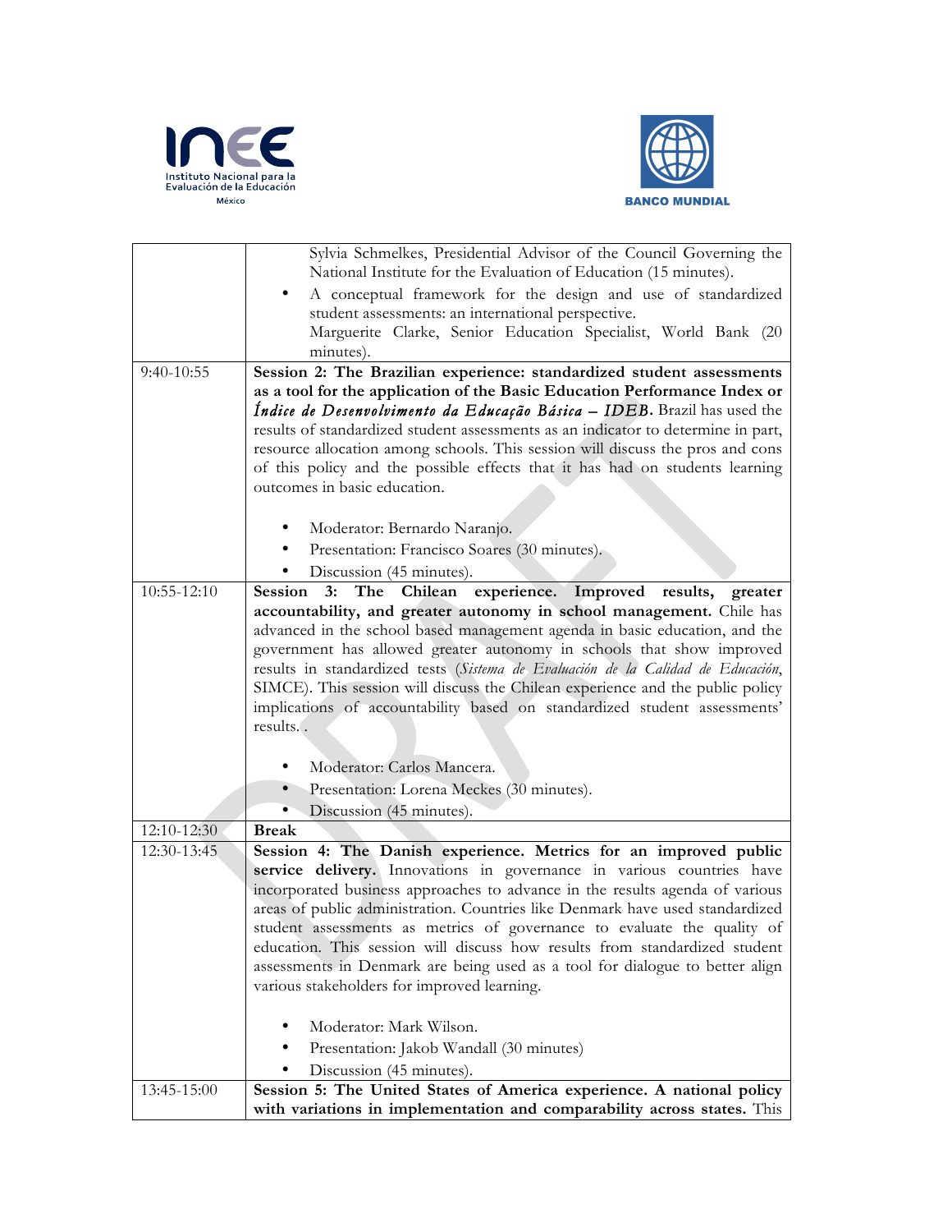| | |
|---|---|
| | Sylvia Schmelkes, Presidential Advisor of the Council Governing the National Institute for the Evaluation of Education (15 minutes).<br>• A conceptual framework for the design and use of standardized student assessments: an international perspective.<br>Marguerite Clarke, Senior Education Specialist, World Bank (20 minutes). |
| 9:40-10:55 | **Session 2: The Brazilian experience: standardized student assessments as a tool for the application of the Basic Education Performance Index or *Índice de Desenvolvimento da Educação Básica – IDEB*.** Brazil has used the results of standardized student assessments as an indicator to determine in part, resource allocation among schools. This session will discuss the pros and cons of this policy and the possible effects that it has had on students learning outcomes in basic education.<br><br>• Moderator: Bernardo Naranjo.<br>• Presentation: Francisco Soares (30 minutes).<br>• Discussion (45 minutes). |
| 10:55-12:10 | **Session 3: The Chilean experience. Improved results, greater accountability, and greater autonomy in school management.** Chile has advanced in the school based management agenda in basic education, and the government has allowed greater autonomy in schools that show improved results in standardized tests (*Sistema de Evaluación de la Calidad de Educación*, SIMCE). This session will discuss the Chilean experience and the public policy implications of accountability based on standardized student assessments' results. .<br><br>• Moderator: Carlos Mancera.<br>• Presentation: Lorena Meckes (30 minutes).<br>• Discussion (45 minutes). |
| 12:10-12:30 | **Break** |
| 12:30-13:45 | **Session 4: The Danish experience. Metrics for an improved public service delivery.** Innovations in governance in various countries have incorporated business approaches to advance in the results agenda of various areas of public administration. Countries like Denmark have used standardized student assessments as metrics of governance to evaluate the quality of education. This session will discuss how results from standardized student assessments in Denmark are being used as a tool for dialogue to better align various stakeholders for improved learning.<br><br>• Moderator: Mark Wilson.<br>• Presentation: Jakob Wandall (30 minutes)<br>• Discussion (45 minutes). |
| 13:45-15:00 | **Session 5: The United States of America experience. A national policy with variations in implementation and comparability across states.** This |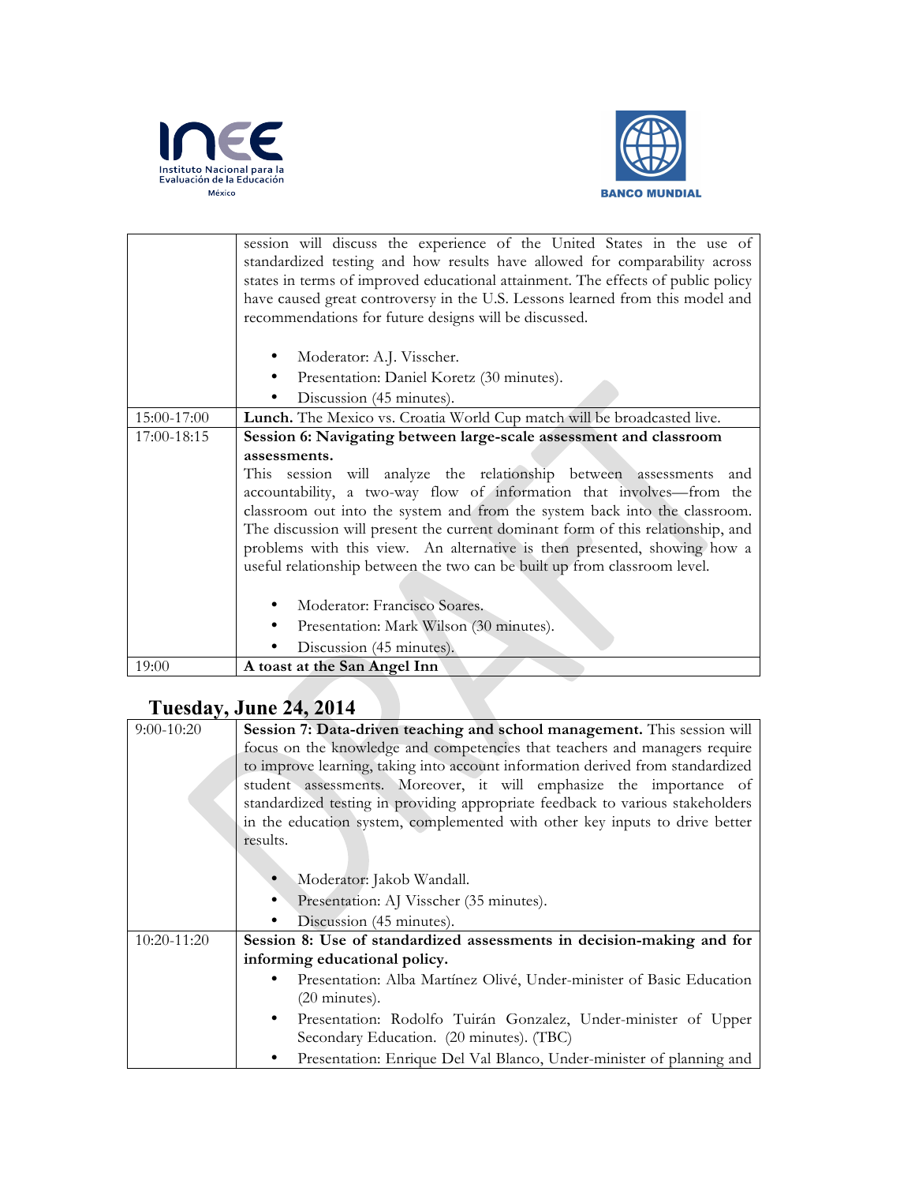| | |
|---|---|
| | session will discuss the experience of the United States in the use of standardized testing and how results have allowed for comparability across states in terms of improved educational attainment. The effects of public policy have caused great controversy in the U.S. Lessons learned from this model and recommendations for future designs will be discussed.<br><br>• Moderator: A.J. Visscher.<br>• Presentation: Daniel Koretz (30 minutes).<br>• Discussion (45 minutes). |
| 15:00-17:00 | **Lunch.** The Mexico vs. Croatia World Cup match will be broadcasted live. |
| 17:00-18:15 | **Session 6: Navigating between large-scale assessment and classroom assessments.**<br>This session will analyze the relationship between assessments and accountability, a two-way flow of information that involves—from the classroom out into the system and from the system back into the classroom. The discussion will present the current dominant form of this relationship, and problems with this view. An alternative is then presented, showing how a useful relationship between the two can be built up from classroom level.<br><br>• Moderator: Francisco Soares.<br>• Presentation: Mark Wilson (30 minutes).<br>• Discussion (45 minutes). |
| 19:00 | **A toast at the San Angel Inn** |

## Tuesday, June 24, 2014

| | |
|---|---|
| 9:00-10:20 | **Session 7: Data-driven teaching and school management.** This session will focus on the knowledge and competencies that teachers and managers require to improve learning, taking into account information derived from standardized student assessments. Moreover, it will emphasize the importance of standardized testing in providing appropriate feedback to various stakeholders in the education system, complemented with other key inputs to drive better results.<br><br>• Moderator: Jakob Wandall.<br>• Presentation: AJ Visscher (35 minutes).<br>• Discussion (45 minutes). |
| 10:20-11:20 | **Session 8: Use of standardized assessments in decision-making and for informing educational policy.**<br>• Presentation: Alba Martínez Olivé, Under-minister of Basic Education (20 minutes).<br>• Presentation: Rodolfo Tuirán Gonzalez, Under-minister of Upper Secondary Education. (20 minutes). (TBC)<br>• Presentation: Enrique Del Val Blanco, Under-minister of planning and |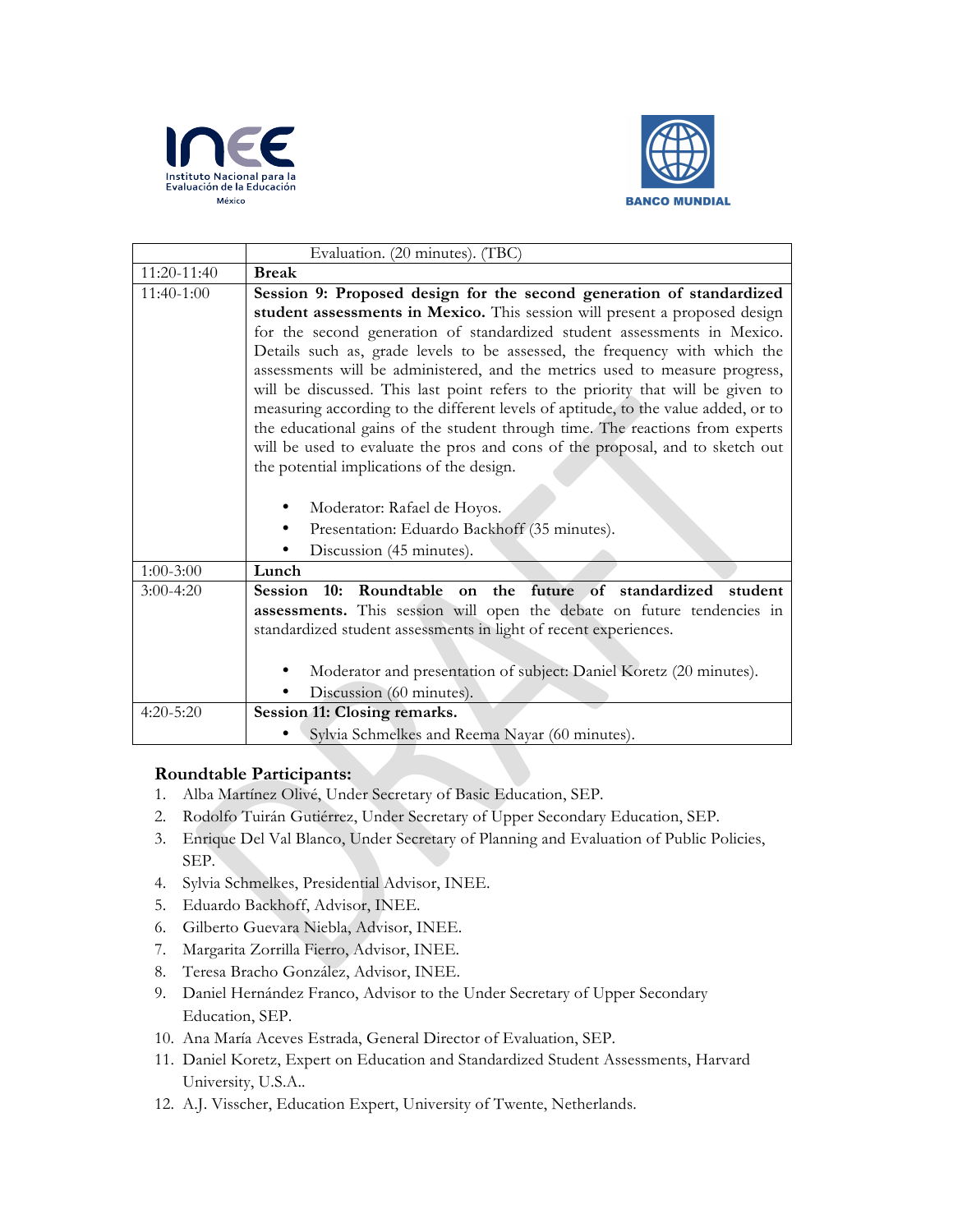| | |
|---|---|
| | Evaluation. (20 minutes). (TBC) |
| 11:20-11:40 | **Break** |
| 11:40-1:00 | **Session 9: Proposed design for the second generation of standardized student assessments in Mexico.** This session will present a proposed design for the second generation of standardized student assessments in Mexico. Details such as, grade levels to be assessed, the frequency with which the assessments will be administered, and the metrics used to measure progress, will be discussed. This last point refers to the priority that will be given to measuring according to the different levels of aptitude, to the value added, or to the educational gains of the student through time. The reactions from experts will be used to evaluate the pros and cons of the proposal, and to sketch out the potential implications of the design.<br><br>• Moderator: Rafael de Hoyos.<br>• Presentation: Eduardo Backhoff (35 minutes).<br>• Discussion (45 minutes). |
| 1:00-3:00 | **Lunch** |
| 3:00-4:20 | **Session 10: Roundtable on the future of standardized student assessments.** This session will open the debate on future tendencies in standardized student assessments in light of recent experiences.<br><br>• Moderator and presentation of subject: Daniel Koretz (20 minutes).<br>• Discussion (60 minutes). |
| 4:20-5:20 | **Session 11: Closing remarks.**<br>• Sylvia Schmelkes and Reema Nayar (60 minutes). |

**Roundtable Participants:**

1. Alba Martínez Olivé, Under Secretary of Basic Education, SEP.
2. Rodolfo Tuirán Gutiérrez, Under Secretary of Upper Secondary Education, SEP.
3. Enrique Del Val Blanco, Under Secretary of Planning and Evaluation of Public Policies, SEP.
4. Sylvia Schmelkes, Presidential Advisor, INEE.
5. Eduardo Backhoff, Advisor, INEE.
6. Gilberto Guevara Niebla, Advisor, INEE.
7. Margarita Zorrilla Fierro, Advisor, INEE.
8. Teresa Bracho González, Advisor, INEE.
9. Daniel Hernández Franco, Advisor to the Under Secretary of Upper Secondary Education, SEP.
10. Ana María Aceves Estrada, General Director of Evaluation, SEP.
11. Daniel Koretz, Expert on Education and Standardized Student Assessments, Harvard University, U.S.A..
12. A.J. Visscher, Education Expert, University of Twente, Netherlands.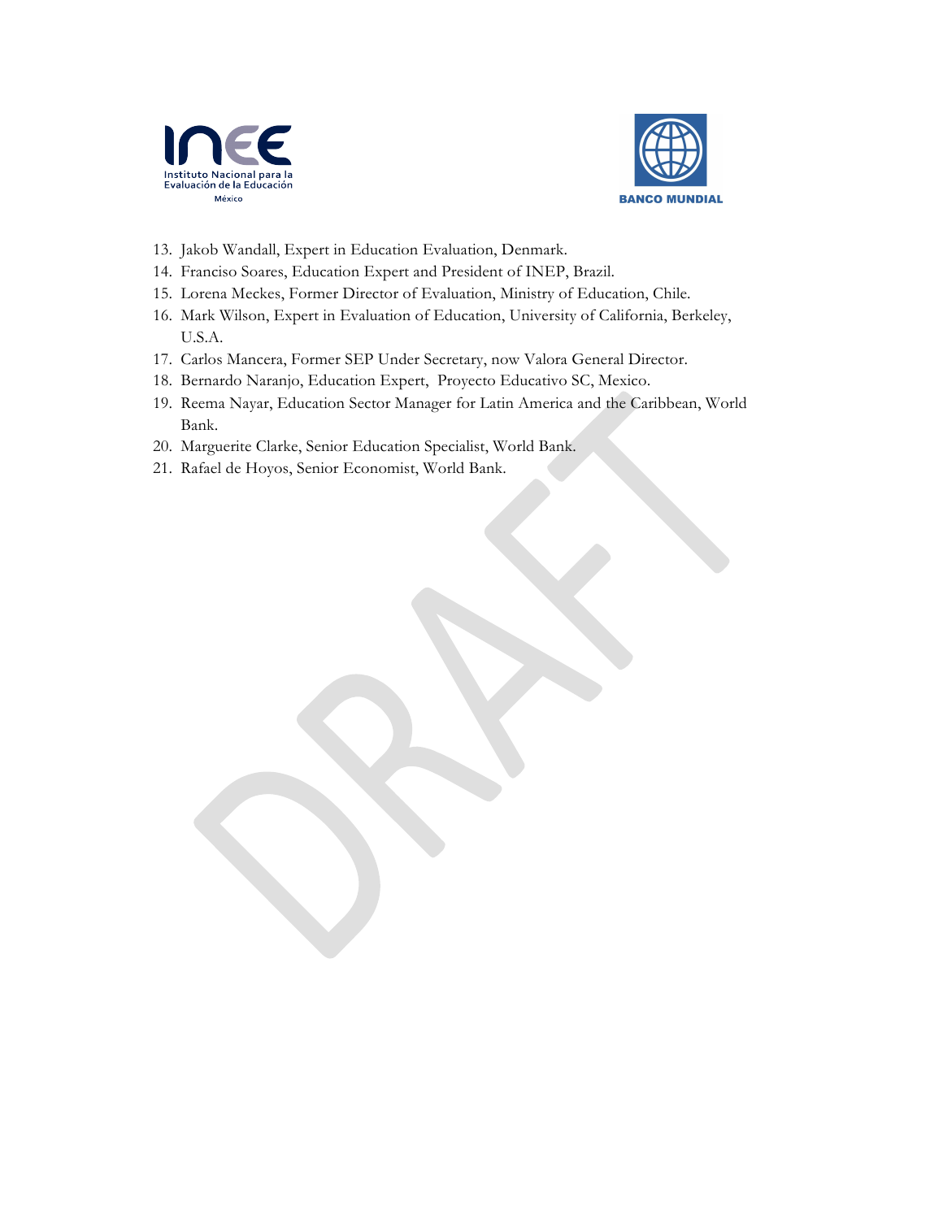13. Jakob Wandall, Expert in Education Evaluation, Denmark.
14. Franciso Soares, Education Expert and President of INEP, Brazil.
15. Lorena Meckes, Former Director of Evaluation, Ministry of Education, Chile.
16. Mark Wilson, Expert in Evaluation of Education, University of California, Berkeley, U.S.A.
17. Carlos Mancera, Former SEP Under Secretary, now Valora General Director.
18. Bernardo Naranjo, Education Expert, Proyecto Educativo SC, Mexico.
19. Reema Nayar, Education Sector Manager for Latin America and the Caribbean, World Bank.
20. Marguerite Clarke, Senior Education Specialist, World Bank.
21. Rafael de Hoyos, Senior Economist, World Bank.